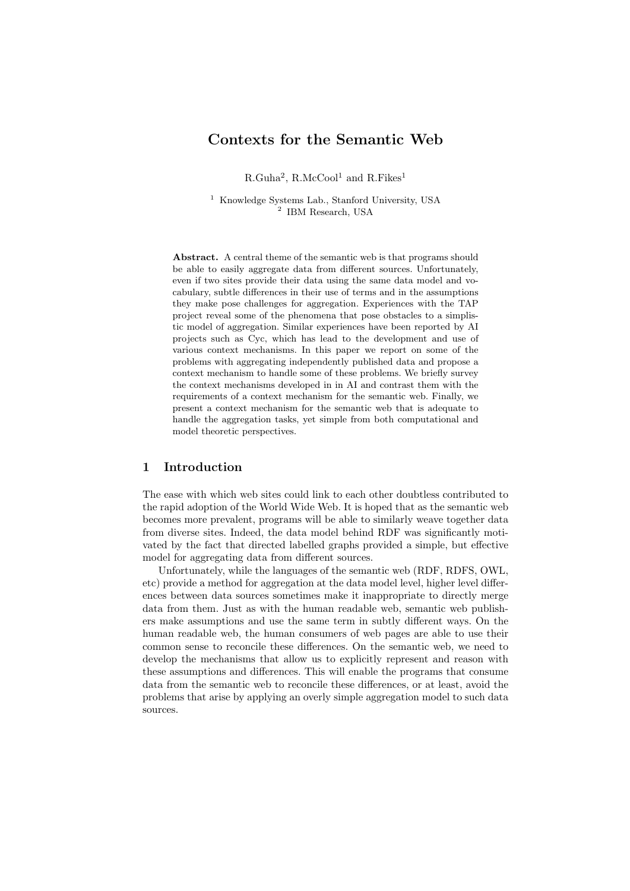# Contexts for the Semantic Web

R.Guha[2], R.McCool[1] and R.Fikes[1]

[1] Knowledge Systems Lab., Stanford University, USA
[2] IBM Research, USA

**Abstract.** A central theme of the semantic web is that programs should be able to easily aggregate data from different sources. Unfortunately, even if two sites provide their data using the same data model and vocabulary, subtle differences in their use of terms and in the assumptions they make pose challenges for aggregation. Experiences with the TAP project reveal some of the phenomena that pose obstacles to a simplistic model of aggregation. Similar experiences have been reported by AI projects such as Cyc, which has lead to the development and use of various context mechanisms. In this paper we report on some of the problems with aggregating independently published data and propose a context mechanism to handle some of these problems. We briefly survey the context mechanisms developed in in AI and contrast them with the requirements of a context mechanism for the semantic web. Finally, we present a context mechanism for the semantic web that is adequate to handle the aggregation tasks, yet simple from both computational and model theoretic perspectives.

## 1 Introduction

The ease with which web sites could link to each other doubtless contributed to the rapid adoption of the World Wide Web. It is hoped that as the semantic web becomes more prevalent, programs will be able to similarly weave together data from diverse sites. Indeed, the data model behind RDF was significantly motivated by the fact that directed labelled graphs provided a simple, but effective model for aggregating data from different sources.

Unfortunately, while the languages of the semantic web (RDF, RDFS, OWL, etc) provide a method for aggregation at the data model level, higher level differences between data sources sometimes make it inappropriate to directly merge data from them. Just as with the human readable web, semantic web publishers make assumptions and use the same term in subtly different ways. On the human readable web, the human consumers of web pages are able to use their common sense to reconcile these differences. On the semantic web, we need to develop the mechanisms that allow us to explicitly represent and reason with these assumptions and differences. This will enable the programs that consume data from the semantic web to reconcile these differences, or at least, avoid the problems that arise by applying an overly simple aggregation model to such data sources.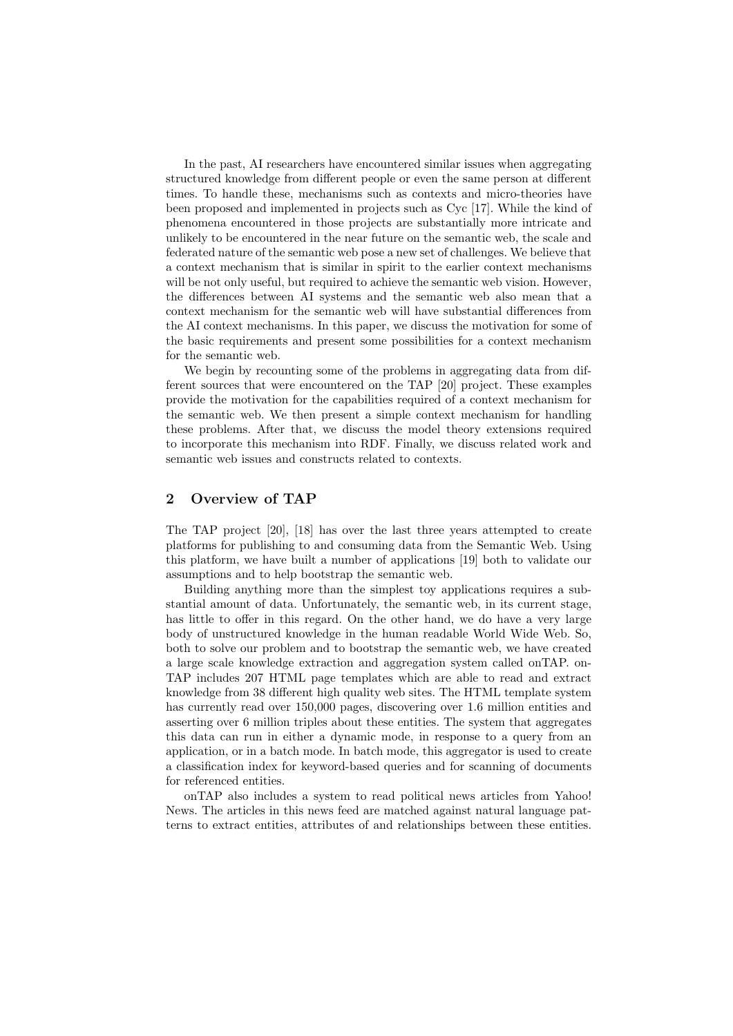In the past, AI researchers have encountered similar issues when aggregating structured knowledge from different people or even the same person at different times. To handle these, mechanisms such as contexts and micro-theories have been proposed and implemented in projects such as Cyc [17]. While the kind of phenomena encountered in those projects are substantially more intricate and unlikely to be encountered in the near future on the semantic web, the scale and federated nature of the semantic web pose a new set of challenges. We believe that a context mechanism that is similar in spirit to the earlier context mechanisms will be not only useful, but required to achieve the semantic web vision. However, the differences between AI systems and the semantic web also mean that a context mechanism for the semantic web will have substantial differences from the AI context mechanisms. In this paper, we discuss the motivation for some of the basic requirements and present some possibilities for a context mechanism for the semantic web.

We begin by recounting some of the problems in aggregating data from different sources that were encountered on the TAP [20] project. These examples provide the motivation for the capabilities required of a context mechanism for the semantic web. We then present a simple context mechanism for handling these problems. After that, we discuss the model theory extensions required to incorporate this mechanism into RDF. Finally, we discuss related work and semantic web issues and constructs related to contexts.

## 2 Overview of TAP

The TAP project [20], [18] has over the last three years attempted to create platforms for publishing to and consuming data from the Semantic Web. Using this platform, we have built a number of applications [19] both to validate our assumptions and to help bootstrap the semantic web.

Building anything more than the simplest toy applications requires a substantial amount of data. Unfortunately, the semantic web, in its current stage, has little to offer in this regard. On the other hand, we do have a very large body of unstructured knowledge in the human readable World Wide Web. So, both to solve our problem and to bootstrap the semantic web, we have created a large scale knowledge extraction and aggregation system called onTAP. onTAP includes 207 HTML page templates which are able to read and extract knowledge from 38 different high quality web sites. The HTML template system has currently read over 150,000 pages, discovering over 1.6 million entities and asserting over 6 million triples about these entities. The system that aggregates this data can run in either a dynamic mode, in response to a query from an application, or in a batch mode. In batch mode, this aggregator is used to create a classification index for keyword-based queries and for scanning of documents for referenced entities.

onTAP also includes a system to read political news articles from Yahoo! News. The articles in this news feed are matched against natural language patterns to extract entities, attributes of and relationships between these entities.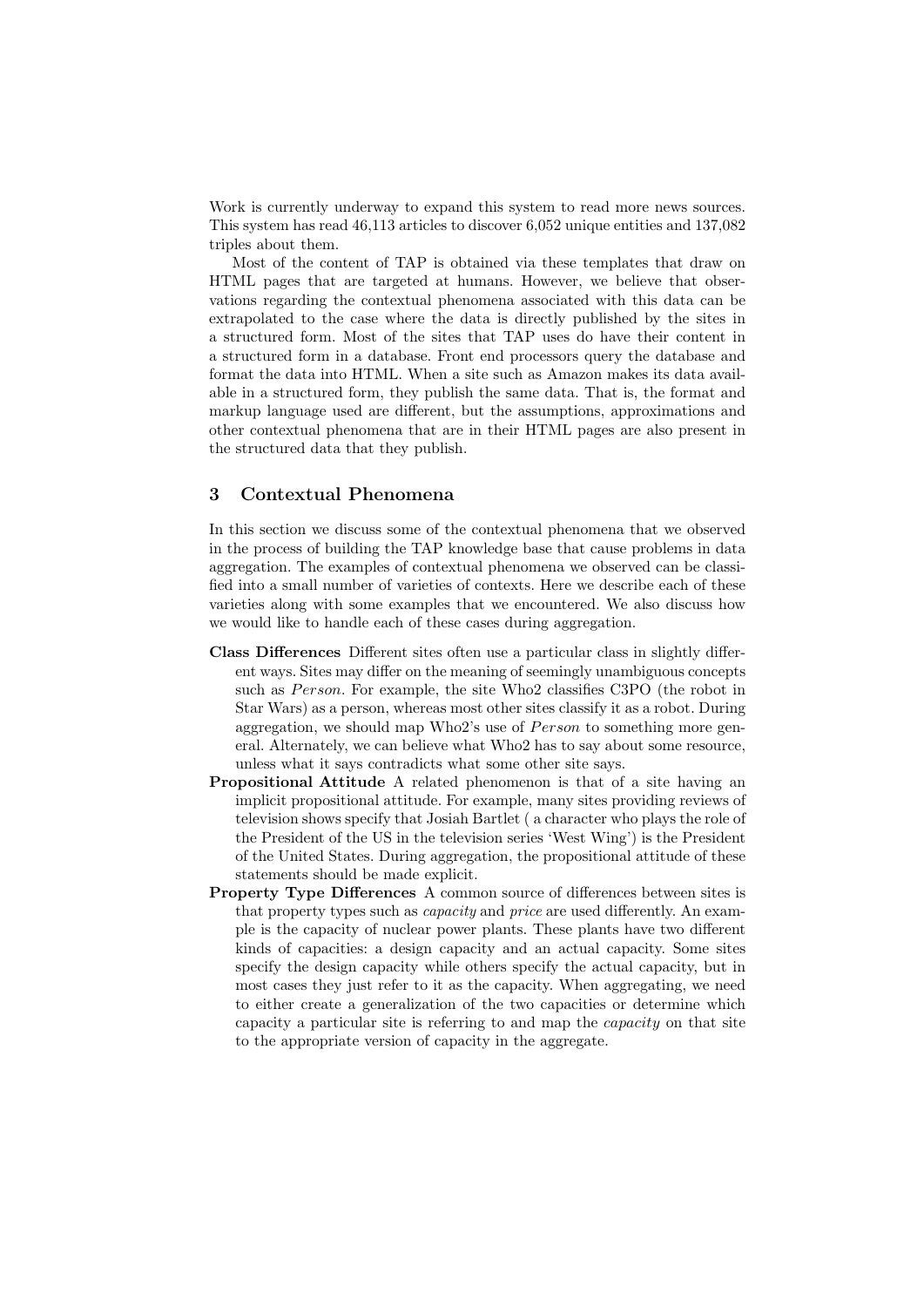Work is currently underway to expand this system to read more news sources. This system has read 46,113 articles to discover 6,052 unique entities and 137,082 triples about them.

Most of the content of TAP is obtained via these templates that draw on HTML pages that are targeted at humans. However, we believe that observations regarding the contextual phenomena associated with this data can be extrapolated to the case where the data is directly published by the sites in a structured form. Most of the sites that TAP uses do have their content in a structured form in a database. Front end processors query the database and format the data into HTML. When a site such as Amazon makes its data available in a structured form, they publish the same data. That is, the format and markup language used are different, but the assumptions, approximations and other contextual phenomena that are in their HTML pages are also present in the structured data that they publish.

## 3 Contextual Phenomena

In this section we discuss some of the contextual phenomena that we observed in the process of building the TAP knowledge base that cause problems in data aggregation. The examples of contextual phenomena we observed can be classified into a small number of varieties of contexts. Here we describe each of these varieties along with some examples that we encountered. We also discuss how we would like to handle each of these cases during aggregation.

**Class Differences** Different sites often use a particular class in slightly different ways. Sites may differ on the meaning of seemingly unambiguous concepts such as *Person*. For example, the site Who2 classifies C3PO (the robot in Star Wars) as a person, whereas most other sites classify it as a robot. During aggregation, we should map Who2's use of *Person* to something more general. Alternately, we can believe what Who2 has to say about some resource, unless what it says contradicts what some other site says.

**Propositional Attitude** A related phenomenon is that of a site having an implicit propositional attitude. For example, many sites providing reviews of television shows specify that Josiah Bartlet ( a character who plays the role of the President of the US in the television series 'West Wing') is the President of the United States. During aggregation, the propositional attitude of these statements should be made explicit.

**Property Type Differences** A common source of differences between sites is that property types such as *capacity* and *price* are used differently. An example is the capacity of nuclear power plants. These plants have two different kinds of capacities: a design capacity and an actual capacity. Some sites specify the design capacity while others specify the actual capacity, but in most cases they just refer to it as the capacity. When aggregating, we need to either create a generalization of the two capacities or determine which capacity a particular site is referring to and map the *capacity* on that site to the appropriate version of capacity in the aggregate.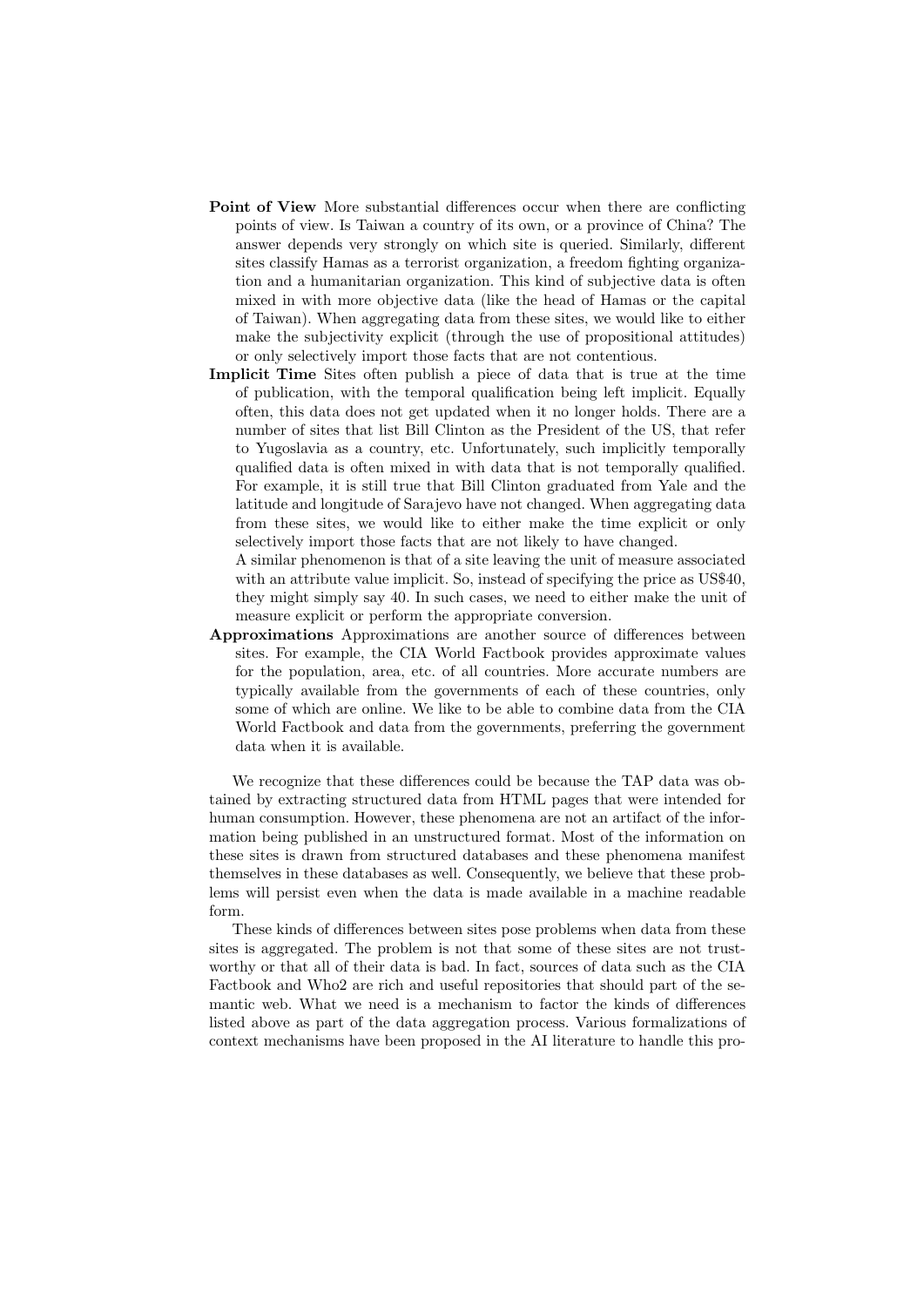**Point of View** More substantial differences occur when there are conflicting points of view. Is Taiwan a country of its own, or a province of China? The answer depends very strongly on which site is queried. Similarly, different sites classify Hamas as a terrorist organization, a freedom fighting organization and a humanitarian organization. This kind of subjective data is often mixed in with more objective data (like the head of Hamas or the capital of Taiwan). When aggregating data from these sites, we would like to either make the subjectivity explicit (through the use of propositional attitudes) or only selectively import those facts that are not contentious.

**Implicit Time** Sites often publish a piece of data that is true at the time of publication, with the temporal qualification being left implicit. Equally often, this data does not get updated when it no longer holds. There are a number of sites that list Bill Clinton as the President of the US, that refer to Yugoslavia as a country, etc. Unfortunately, such implicitly temporally qualified data is often mixed in with data that is not temporally qualified. For example, it is still true that Bill Clinton graduated from Yale and the latitude and longitude of Sarajevo have not changed. When aggregating data from these sites, we would like to either make the time explicit or only selectively import those facts that are not likely to have changed.
A similar phenomenon is that of a site leaving the unit of measure associated with an attribute value implicit. So, instead of specifying the price as US$40, they might simply say 40. In such cases, we need to either make the unit of measure explicit or perform the appropriate conversion.

**Approximations** Approximations are another source of differences between sites. For example, the CIA World Factbook provides approximate values for the population, area, etc. of all countries. More accurate numbers are typically available from the governments of each of these countries, only some of which are online. We like to be able to combine data from the CIA World Factbook and data from the governments, preferring the government data when it is available.

We recognize that these differences could be because the TAP data was obtained by extracting structured data from HTML pages that were intended for human consumption. However, these phenomena are not an artifact of the information being published in an unstructured format. Most of the information on these sites is drawn from structured databases and these phenomena manifest themselves in these databases as well. Consequently, we believe that these problems will persist even when the data is made available in a machine readable form.

These kinds of differences between sites pose problems when data from these sites is aggregated. The problem is not that some of these sites are not trustworthy or that all of their data is bad. In fact, sources of data such as the CIA Factbook and Who2 are rich and useful repositories that should part of the semantic web. What we need is a mechanism to factor the kinds of differences listed above as part of the data aggregation process. Various formalizations of context mechanisms have been proposed in the AI literature to handle this pro-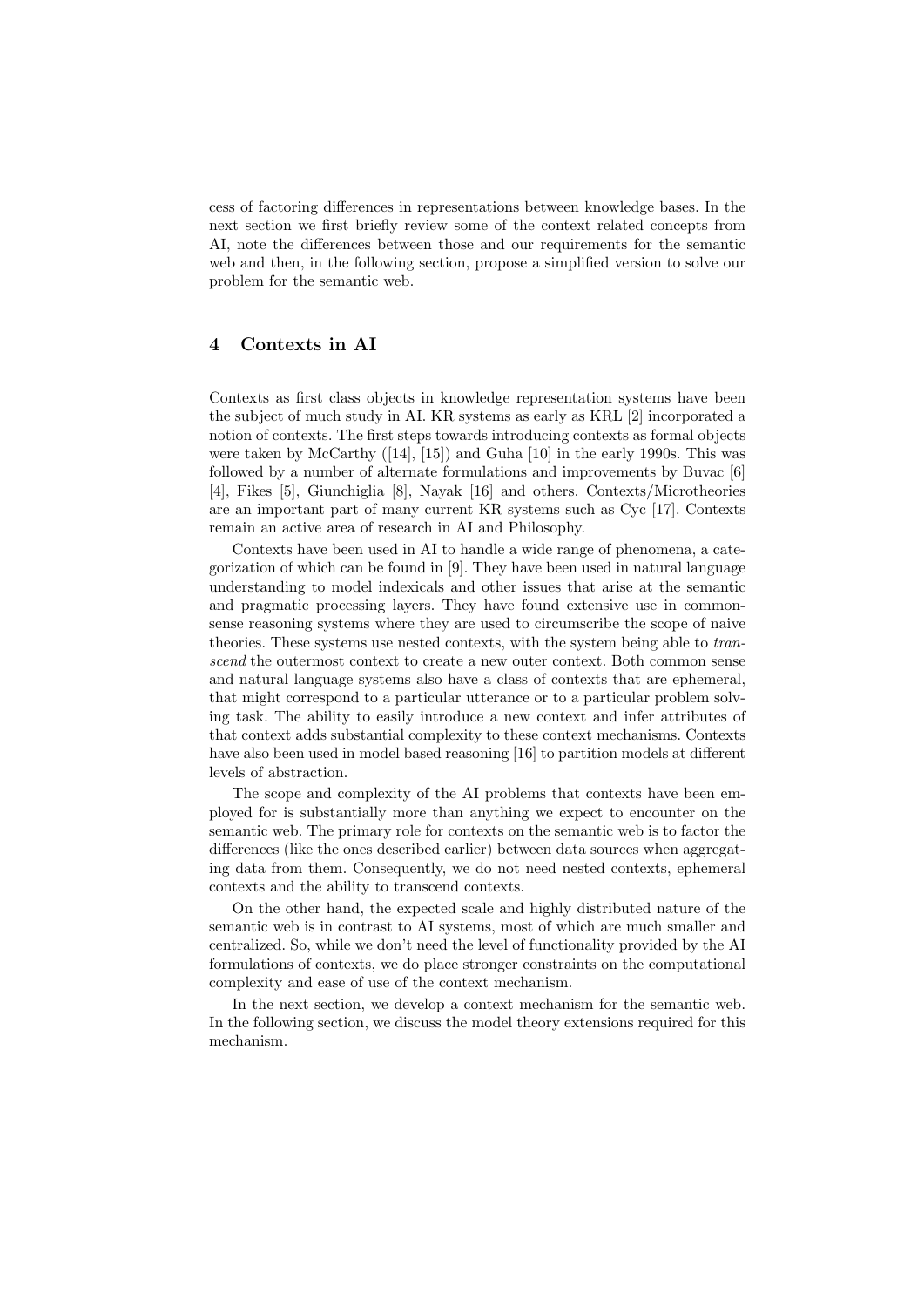cess of factoring differences in representations between knowledge bases. In the next section we first briefly review some of the context related concepts from AI, note the differences between those and our requirements for the semantic web and then, in the following section, propose a simplified version to solve our problem for the semantic web.

## 4 Contexts in AI

Contexts as first class objects in knowledge representation systems have been the subject of much study in AI. KR systems as early as KRL [2] incorporated a notion of contexts. The first steps towards introducing contexts as formal objects were taken by McCarthy ([14], [15]) and Guha [10] in the early 1990s. This was followed by a number of alternate formulations and improvements by Buvac [6] [4], Fikes [5], Giunchiglia [8], Nayak [16] and others. Contexts/Microtheories are an important part of many current KR systems such as Cyc [17]. Contexts remain an active area of research in AI and Philosophy.

Contexts have been used in AI to handle a wide range of phenomena, a categorization of which can be found in [9]. They have been used in natural language understanding to model indexicals and other issues that arise at the semantic and pragmatic processing layers. They have found extensive use in commonsense reasoning systems where they are used to circumscribe the scope of naive theories. These systems use nested contexts, with the system being able to *transcend* the outermost context to create a new outer context. Both common sense and natural language systems also have a class of contexts that are ephemeral, that might correspond to a particular utterance or to a particular problem solving task. The ability to easily introduce a new context and infer attributes of that context adds substantial complexity to these context mechanisms. Contexts have also been used in model based reasoning [16] to partition models at different levels of abstraction.

The scope and complexity of the AI problems that contexts have been employed for is substantially more than anything we expect to encounter on the semantic web. The primary role for contexts on the semantic web is to factor the differences (like the ones described earlier) between data sources when aggregating data from them. Consequently, we do not need nested contexts, ephemeral contexts and the ability to transcend contexts.

On the other hand, the expected scale and highly distributed nature of the semantic web is in contrast to AI systems, most of which are much smaller and centralized. So, while we don't need the level of functionality provided by the AI formulations of contexts, we do place stronger constraints on the computational complexity and ease of use of the context mechanism.

In the next section, we develop a context mechanism for the semantic web. In the following section, we discuss the model theory extensions required for this mechanism.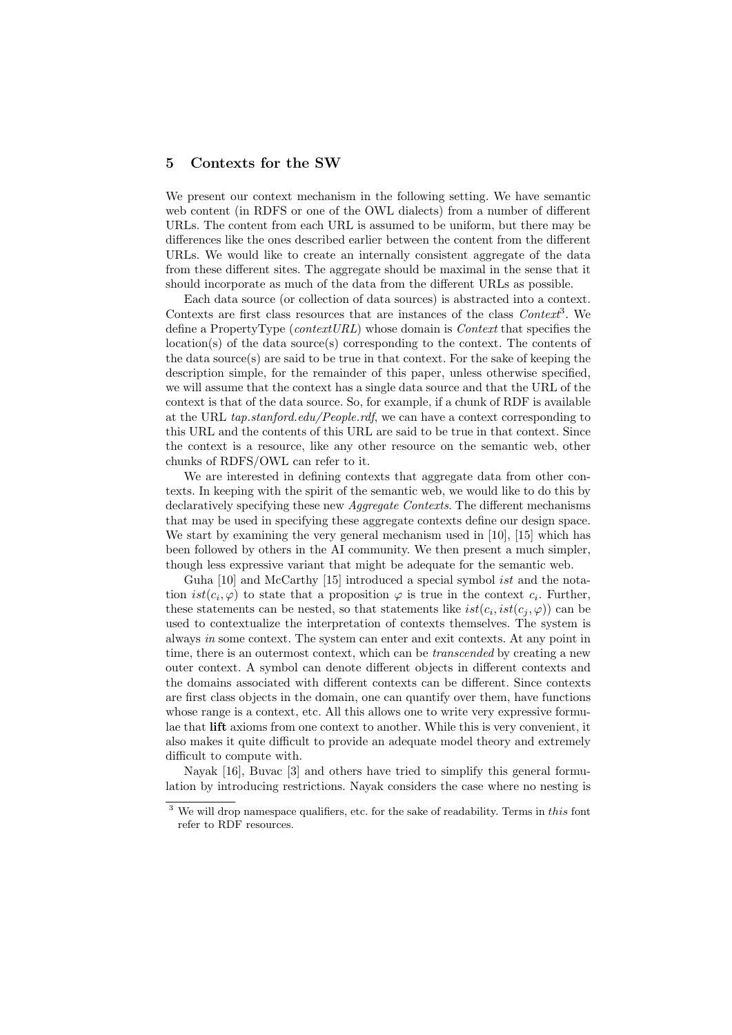## 5 Contexts for the SW

We present our context mechanism in the following setting. We have semantic web content (in RDFS or one of the OWL dialects) from a number of different URLs. The content from each URL is assumed to be uniform, but there may be differences like the ones described earlier between the content from the different URLs. We would like to create an internally consistent aggregate of the data from these different sites. The aggregate should be maximal in the sense that it should incorporate as much of the data from the different URLs as possible.

Each data source (or collection of data sources) is abstracted into a context. Contexts are first class resources that are instances of the class *Context*[3]. We define a PropertyType (*contextURL*) whose domain is *Context* that specifies the location(s) of the data source(s) corresponding to the context. The contents of the data source(s) are said to be true in that context. For the sake of keeping the description simple, for the remainder of this paper, unless otherwise specified, we will assume that the context has a single data source and that the URL of the context is that of the data source. So, for example, if a chunk of RDF is available at the URL *tap.stanford.edu/People.rdf*, we can have a context corresponding to this URL and the contents of this URL are said to be true in that context. Since the context is a resource, like any other resource on the semantic web, other chunks of RDFS/OWL can refer to it.

We are interested in defining contexts that aggregate data from other contexts. In keeping with the spirit of the semantic web, we would like to do this by declaratively specifying these new *Aggregate Contexts*. The different mechanisms that may be used in specifying these aggregate contexts define our design space. We start by examining the very general mechanism used in [10], [15] which has been followed by others in the AI community. We then present a much simpler, though less expressive variant that might be adequate for the semantic web.

Guha [10] and McCarthy [15] introduced a special symbol *ist* and the notation $ist(c_i, \varphi)$ to state that a proposition $\varphi$ is true in the context $c_i$. Further, these statements can be nested, so that statements like $ist(c_i, ist(c_j, \varphi))$ can be used to contextualize the interpretation of contexts themselves. The system is always *in* some context. The system can enter and exit contexts. At any point in time, there is an outermost context, which can be *transcended* by creating a new outer context. A symbol can denote different objects in different contexts and the domains associated with different contexts can be different. Since contexts are first class objects in the domain, one can quantify over them, have functions whose range is a context, etc. All this allows one to write very expressive formulae that **lift** axioms from one context to another. While this is very convenient, it also makes it quite difficult to provide an adequate model theory and extremely difficult to compute with.

Nayak [16], Buvac [3] and others have tried to simplify this general formulation by introducing restrictions. Nayak considers the case where no nesting is

[3] We will drop namespace qualifiers, etc. for the sake of readability. Terms in *this* font refer to RDF resources.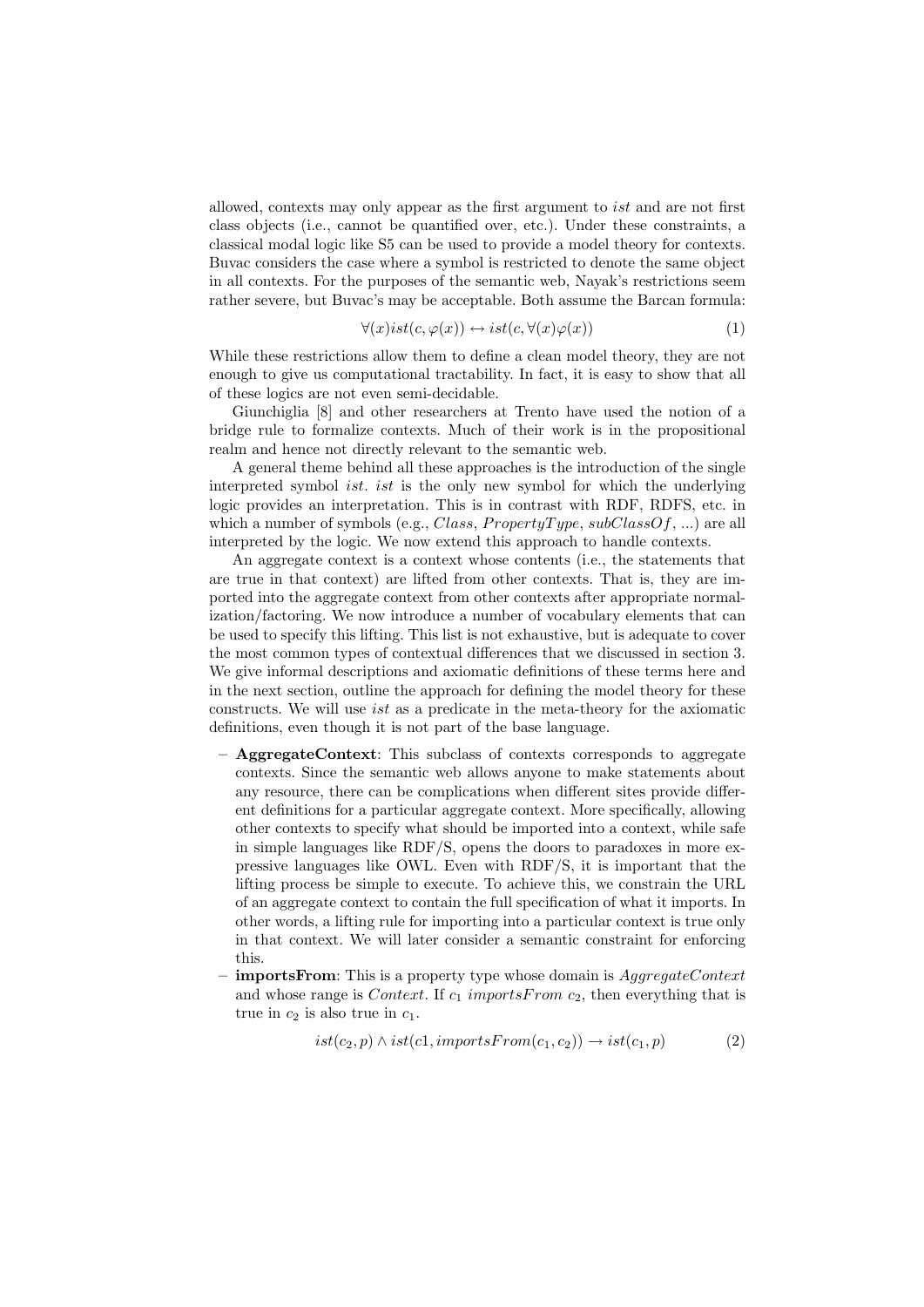allowed, contexts may only appear as the first argument to *ist* and are not first class objects (i.e., cannot be quantified over, etc.). Under these constraints, a classical modal logic like S5 can be used to provide a model theory for contexts. Buvac considers the case where a symbol is restricted to denote the same object in all contexts. For the purposes of the semantic web, Nayak's restrictions seem rather severe, but Buvac's may be acceptable. Both assume the Barcan formula:

$$\forall(x) ist(c, \varphi(x)) \leftrightarrow ist(c, \forall(x)\varphi(x)) \tag{1}$$

While these restrictions allow them to define a clean model theory, they are not enough to give us computational tractability. In fact, it is easy to show that all of these logics are not even semi-decidable.

Giunchiglia [8] and other researchers at Trento have used the notion of a bridge rule to formalize contexts. Much of their work is in the propositional realm and hence not directly relevant to the semantic web.

A general theme behind all these approaches is the introduction of the single interpreted symbol *ist*. *ist* is the only new symbol for which the underlying logic provides an interpretation. This is in contrast with RDF, RDFS, etc. in which a number of symbols (e.g., $Class$, $PropertyType$, $subClassOf$, ...) are all interpreted by the logic. We now extend this approach to handle contexts.

An aggregate context is a context whose contents (i.e., the statements that are true in that context) are lifted from other contexts. That is, they are imported into the aggregate context from other contexts after appropriate normalization/factoring. We now introduce a number of vocabulary elements that can be used to specify this lifting. This list is not exhaustive, but is adequate to cover the most common types of contextual differences that we discussed in section 3. We give informal descriptions and axiomatic definitions of these terms here and in the next section, outline the approach for defining the model theory for these constructs. We will use *ist* as a predicate in the meta-theory for the axiomatic definitions, even though it is not part of the base language.

- **AggregateContext**: This subclass of contexts corresponds to aggregate contexts. Since the semantic web allows anyone to make statements about any resource, there can be complications when different sites provide different definitions for a particular aggregate context. More specifically, allowing other contexts to specify what should be imported into a context, while safe in simple languages like RDF/S, opens the doors to paradoxes in more expressive languages like OWL. Even with RDF/S, it is important that the lifting process be simple to execute. To achieve this, we constrain the URL of an aggregate context to contain the full specification of what it imports. In other words, a lifting rule for importing into a particular context is true only in that context. We will later consider a semantic constraint for enforcing this.
- **importsFrom**: This is a property type whose domain is $AggregateContext$ and whose range is $Context$. If $c_1$ $importsFrom$ $c_2$, then everything that is true in $c_2$ is also true in $c_1$.

$$ist(c_2, p) \wedge ist(c1, importsFrom(c_1, c_2)) \rightarrow ist(c_1, p) \tag{2}$$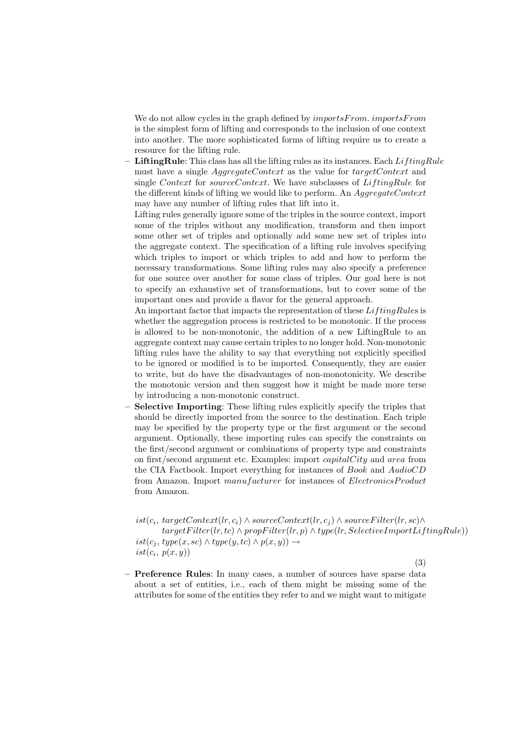We do not allow cycles in the graph defined by $importsFrom$. $importsFrom$ is the simplest form of lifting and corresponds to the inclusion of one context into another. The more sophisticated forms of lifting require us to create a resource for the lifting rule.

- **LiftingRule**: This class has all the lifting rules as its instances. Each $LiftingRule$ must have a single $AggregateContext$ as the value for $targetContext$ and single $Context$ for $sourceContext$. We have subclasses of $LiftingRule$ for the different kinds of lifting we would like to perform. An $AggregateContext$ may have any number of lifting rules that lift into it.

  Lifting rules generally ignore some of the triples in the source context, import some of the triples without any modification, transform and then import some other set of triples and optionally add some new set of triples into the aggregate context. The specification of a lifting rule involves specifying which triples to import or which triples to add and how to perform the necessary transformations. Some lifting rules may also specify a preference for one source over another for some class of triples. Our goal here is not to specify an exhaustive set of transformations, but to cover some of the important ones and provide a flavor for the general approach.

  An important factor that impacts the representation of these $LiftingRules$ is whether the aggregation process is restricted to be monotonic. If the process is allowed to be non-monotonic, the addition of a new LiftingRule to an aggregate context may cause certain triples to no longer hold. Non-monotonic lifting rules have the ability to say that everything not explicitly specified to be ignored or modified is to be imported. Consequently, they are easier to write, but do have the disadvantages of non-monotonicity. We describe the monotonic version and then suggest how it might be made more terse by introducing a non-monotonic construct.

- **Selective Importing**: These lifting rules explicitly specify the triples that should be directly imported from the source to the destination. Each triple may be specified by the property type or the first argument or the second argument. Optionally, these importing rules can specify the constraints on the first/second argument or combinations of property type and constraints on first/second argument etc. Examples: import $capitalCity$ and $area$ from the CIA Factbook. Import everything for instances of $Book$ and $AudioCD$ from Amazon. Import $manufacturer$ for instances of $ElectronicsProduct$ from Amazon.

$$
\begin{aligned}
& ist(c_i,\ targetContext(lr, c_i) \wedge sourceContext(lr, c_j) \wedge sourceFilter(lr, sc) \wedge \\
& \qquad targetFilter(lr, tc) \wedge propFilter(lr, p) \wedge type(lr, SelectiveImportLiftingRule)) \\
& ist(c_j,\ type(x, sc) \wedge type(y, tc) \wedge p(x, y)) \rightarrow \\
& ist(c_i,\ p(x, y))
\end{aligned}
\tag{3}
$$

- **Preference Rules**: In many cases, a number of sources have sparse data about a set of entities, i.e., each of them might be missing some of the attributes for some of the entities they refer to and we might want to mitigate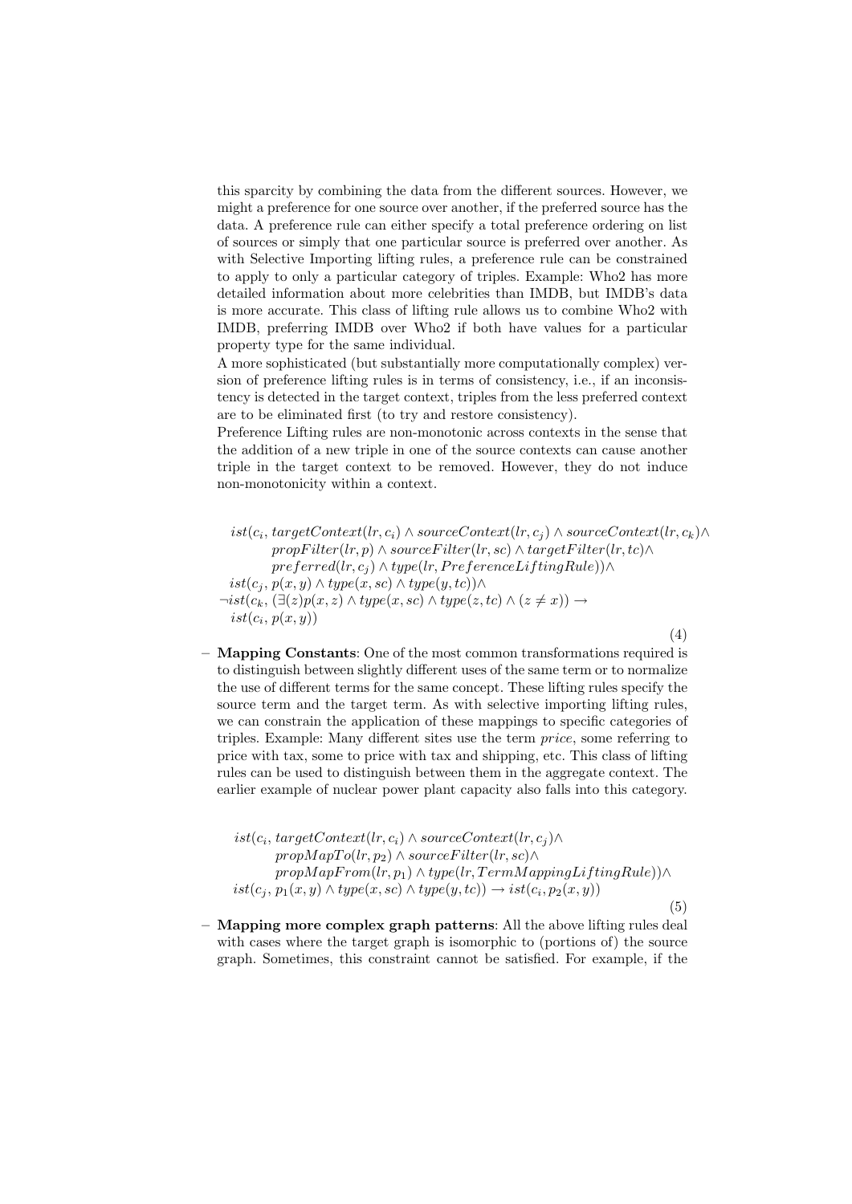this sparcity by combining the data from the different sources. However, we might a preference for one source over another, if the preferred source has the data. A preference rule can either specify a total preference ordering on list of sources or simply that one particular source is preferred over another. As with Selective Importing lifting rules, a preference rule can be constrained to apply to only a particular category of triples. Example: Who2 has more detailed information about more celebrities than IMDB, but IMDB's data is more accurate. This class of lifting rule allows us to combine Who2 with IMDB, preferring IMDB over Who2 if both have values for a particular property type for the same individual.

A more sophisticated (but substantially more computationally complex) version of preference lifting rules is in terms of consistency, i.e., if an inconsistency is detected in the target context, triples from the less preferred context are to be eliminated first (to try and restore consistency).

Preference Lifting rules are non-monotonic across contexts in the sense that the addition of a new triple in one of the source contexts can cause another triple in the target context to be removed. However, they do not induce non-monotonicity within a context.

$$
\begin{aligned}
&ist(c_i, targetContext(lr, c_i) \wedge sourceContext(lr, c_j) \wedge sourceContext(lr, c_k) \wedge \\
&\quad propFilter(lr, p) \wedge sourceFilter(lr, sc) \wedge targetFilter(lr, tc) \wedge \\
&\quad preferred(lr, c_j) \wedge type(lr, PreferenceLiftingRule)) \wedge \\
&ist(c_j, p(x, y) \wedge type(x, sc) \wedge type(y, tc)) \wedge \\
&\neg ist(c_k, (\exists(z) p(x, z) \wedge type(x, sc) \wedge type(z, tc) \wedge (z \neq x)) \rightarrow \\
&ist(c_i, p(x, y))
\end{aligned} \tag{4}
$$

- **Mapping Constants**: One of the most common transformations required is to distinguish between slightly different uses of the same term or to normalize the use of different terms for the same concept. These lifting rules specify the source term and the target term. As with selective importing lifting rules, we can constrain the application of these mappings to specific categories of triples. Example: Many different sites use the term *price*, some referring to price with tax, some to price with tax and shipping, etc. This class of lifting rules can be used to distinguish between them in the aggregate context. The earlier example of nuclear power plant capacity also falls into this category.

$$
\begin{aligned}
&ist(c_i, targetContext(lr, c_i) \wedge sourceContext(lr, c_j) \wedge \\
&\quad propMapTo(lr, p_2) \wedge sourceFilter(lr, sc) \wedge \\
&\quad propMapFrom(lr, p_1) \wedge type(lr, TermMappingLiftingRule)) \wedge \\
&ist(c_j, p_1(x, y) \wedge type(x, sc) \wedge type(y, tc)) \rightarrow ist(c_i, p_2(x, y))
\end{aligned} \tag{5}
$$

- **Mapping more complex graph patterns**: All the above lifting rules deal with cases where the target graph is isomorphic to (portions of) the source graph. Sometimes, this constraint cannot be satisfied. For example, if the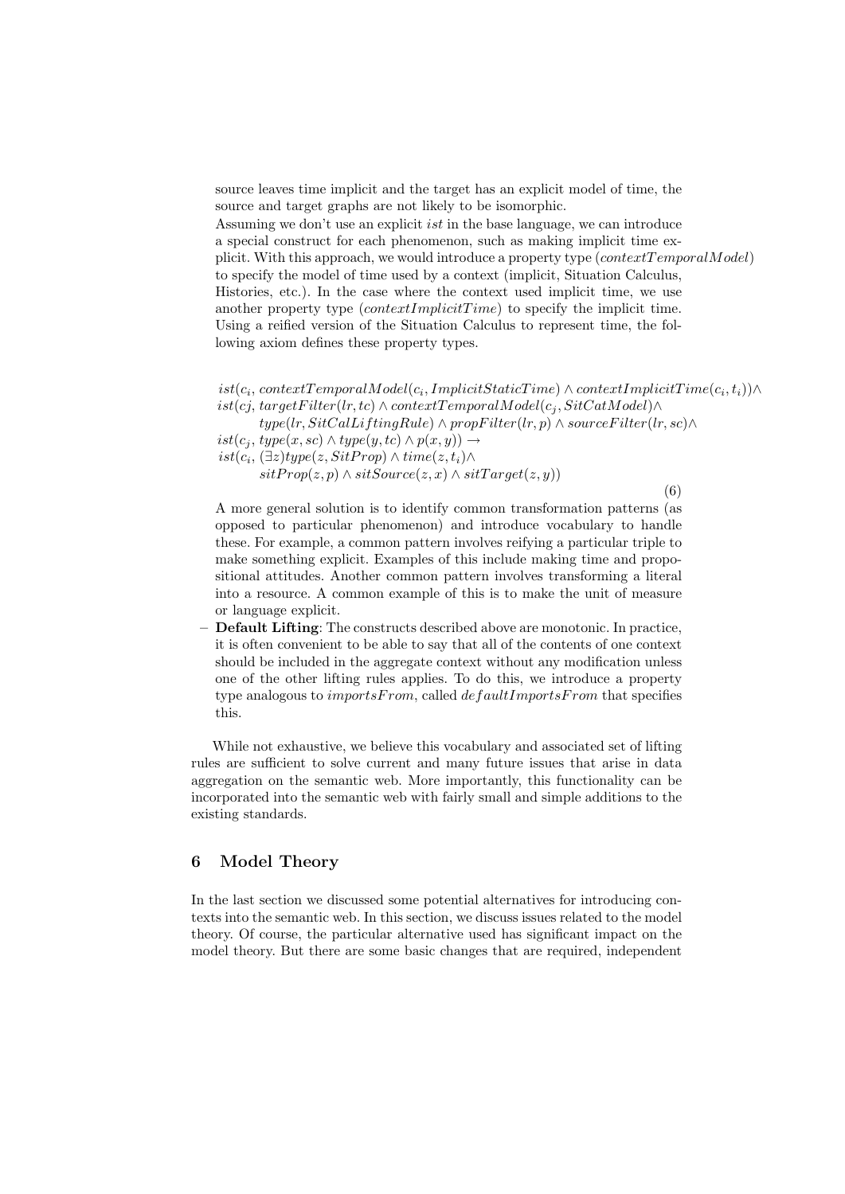source leaves time implicit and the target has an explicit model of time, the source and target graphs are not likely to be isomorphic.

Assuming we don't use an explicit *ist* in the base language, we can introduce a special construct for each phenomenon, such as making implicit time explicit. With this approach, we would introduce a property type (*contextTemporalModel*) to specify the model of time used by a context (implicit, Situation Calculus, Histories, etc.). In the case where the context used implicit time, we use another property type (*contextImplicitTime*) to specify the implicit time. Using a reified version of the Situation Calculus to represent time, the following axiom defines these property types.

$$
\begin{aligned}
& ist(c_i, contextTemporalModel(c_i, ImplicitStaticTime) \wedge contextImplicitTime(c_i, t_i)) \wedge \\
& ist(cj, targetFilter(lr, tc) \wedge contextTemporalModel(c_j, SitCatModel) \wedge \\
& \quad type(lr, SitCalLiftingRule) \wedge propFilter(lr, p) \wedge sourceFilter(lr, sc) \wedge \\
& ist(c_j, type(x, sc) \wedge type(y, tc) \wedge p(x, y)) \rightarrow \\
& ist(c_i, (\exists z) type(z, SitProp) \wedge time(z, t_i) \wedge \\
& \quad sitProp(z, p) \wedge sitSource(z, x) \wedge sitTarget(z, y))
\end{aligned} \tag{6}
$$

A more general solution is to identify common transformation patterns (as opposed to particular phenomenon) and introduce vocabulary to handle these. For example, a common pattern involves reifying a particular triple to make something explicit. Examples of this include making time and propositional attitudes. Another common pattern involves transforming a literal into a resource. A common example of this is to make the unit of measure or language explicit.

- **Default Lifting**: The constructs described above are monotonic. In practice, it is often convenient to be able to say that all of the contents of one context should be included in the aggregate context without any modification unless one of the other lifting rules applies. To do this, we introduce a property type analogous to *importsFrom*, called *defaultImportsFrom* that specifies this.

While not exhaustive, we believe this vocabulary and associated set of lifting rules are sufficient to solve current and many future issues that arise in data aggregation on the semantic web. More importantly, this functionality can be incorporated into the semantic web with fairly small and simple additions to the existing standards.

## 6 Model Theory

In the last section we discussed some potential alternatives for introducing contexts into the semantic web. In this section, we discuss issues related to the model theory. Of course, the particular alternative used has significant impact on the model theory. But there are some basic changes that are required, independent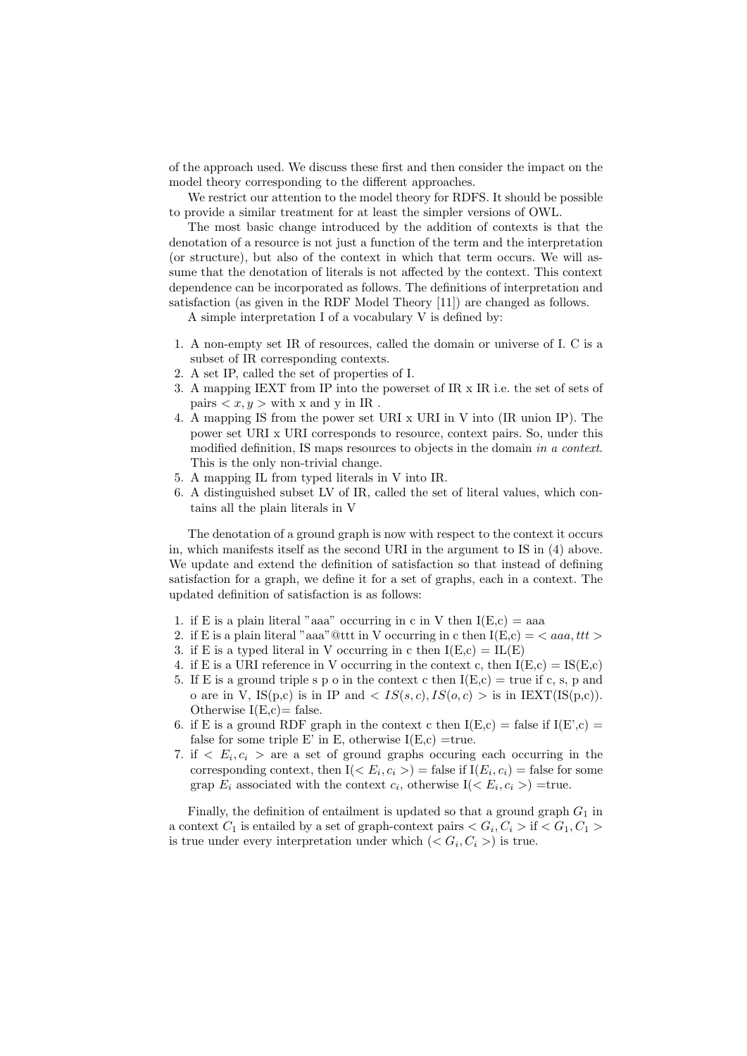of the approach used. We discuss these first and then consider the impact on the model theory corresponding to the different approaches.

We restrict our attention to the model theory for RDFS. It should be possible to provide a similar treatment for at least the simpler versions of OWL.

The most basic change introduced by the addition of contexts is that the denotation of a resource is not just a function of the term and the interpretation (or structure), but also of the context in which that term occurs. We will assume that the denotation of literals is not affected by the context. This context dependence can be incorporated as follows. The definitions of interpretation and satisfaction (as given in the RDF Model Theory [11]) are changed as follows.

A simple interpretation I of a vocabulary V is defined by:

1. A non-empty set IR of resources, called the domain or universe of I. C is a subset of IR corresponding contexts.
2. A set IP, called the set of properties of I.
3. A mapping IEXT from IP into the powerset of IR x IR i.e. the set of sets of pairs $< x, y >$ with x and y in IR .
4. A mapping IS from the power set URI x URI in V into (IR union IP). The power set URI x URI corresponds to resource, context pairs. So, under this modified definition, IS maps resources to objects in the domain *in a context*. This is the only non-trivial change.
5. A mapping IL from typed literals in V into IR.
6. A distinguished subset LV of IR, called the set of literal values, which contains all the plain literals in V

The denotation of a ground graph is now with respect to the context it occurs in, which manifests itself as the second URI in the argument to IS in (4) above. We update and extend the definition of satisfaction so that instead of defining satisfaction for a graph, we define it for a set of graphs, each in a context. The updated definition of satisfaction is as follows:

1. if E is a plain literal "aaa" occurring in c in V then I(E,c) = aaa
2. if E is a plain literal "aaa"@ttt in V occurring in c then I(E,c) = $< aaa, ttt >$
3. if E is a typed literal in V occurring in c then I(E,c) = IL(E)
4. if E is a URI reference in V occurring in the context c, then I(E,c) = IS(E,c)
5. If E is a ground triple s p o in the context c then I(E,c) = true if c, s, p and o are in V, IS(p,c) is in IP and $< IS(s, c), IS(o, c) >$ is in IEXT(IS(p,c)). Otherwise I(E,c)= false.
6. if E is a ground RDF graph in the context c then I(E,c) = false if I(E',c) = false for some triple E' in E, otherwise I(E,c) =true.
7. if $< E_i, c_i >$ are a set of ground graphs occuring each occurring in the corresponding context, then I($< E_i, c_i >$) = false if I($E_i, c_i$) = false for some grap $E_i$ associated with the context $c_i$, otherwise I($< E_i, c_i >$) =true.

Finally, the definition of entailment is updated so that a ground graph $G_1$ in a context $C_1$ is entailed by a set of graph-context pairs $< G_i, C_i >$ if $< G_1, C_1 >$ is true under every interpretation under which ($< G_i, C_i >$) is true.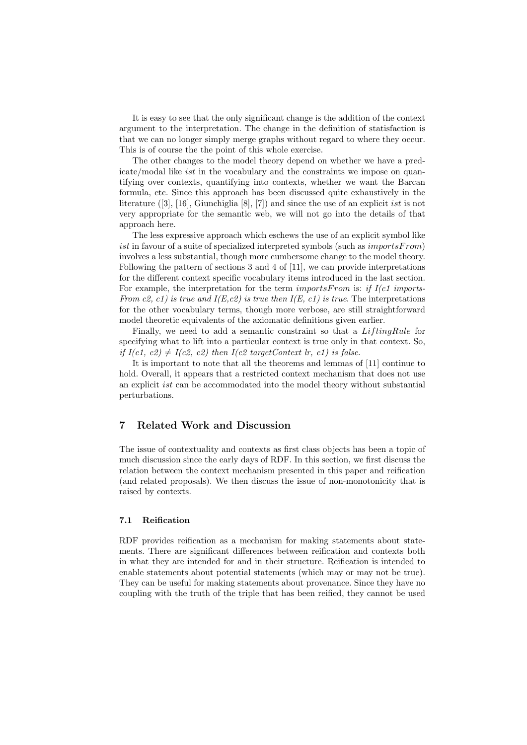It is easy to see that the only significant change is the addition of the context argument to the interpretation. The change in the definition of satisfaction is that we can no longer simply merge graphs without regard to where they occur. This is of course the the point of this whole exercise.

The other changes to the model theory depend on whether we have a predicate/modal like *ist* in the vocabulary and the constraints we impose on quantifying over contexts, quantifying into contexts, whether we want the Barcan formula, etc. Since this approach has been discussed quite exhaustively in the literature ([3], [16], Giunchiglia [8], [7]) and since the use of an explicit *ist* is not very appropriate for the semantic web, we will not go into the details of that approach here.

The less expressive approach which eschews the use of an explicit symbol like *ist* in favour of a suite of specialized interpreted symbols (such as *importsFrom*) involves a less substantial, though more cumbersome change to the model theory. Following the pattern of sections 3 and 4 of [11], we can provide interpretations for the different context specific vocabulary items introduced in the last section. For example, the interpretation for the term *importsFrom* is: *if I(c1 importsFrom c2, c1) is true and I(E,c2) is true then I(E, c1) is true*. The interpretations for the other vocabulary terms, though more verbose, are still straightforward model theoretic equivalents of the axiomatic definitions given earlier.

Finally, we need to add a semantic constraint so that a *LiftingRule* for specifying what to lift into a particular context is true only in that context. So, *if I(c1, c2) $\neq$ I(c2, c2) then I(c2 targetContext lr, c1) is false*.

It is important to note that all the theorems and lemmas of [11] continue to hold. Overall, it appears that a restricted context mechanism that does not use an explicit *ist* can be accommodated into the model theory without substantial perturbations.

## 7 Related Work and Discussion

The issue of contextuality and contexts as first class objects has been a topic of much discussion since the early days of RDF. In this section, we first discuss the relation between the context mechanism presented in this paper and reification (and related proposals). We then discuss the issue of non-monotonicity that is raised by contexts.

### 7.1 Reification

RDF provides reification as a mechanism for making statements about statements. There are significant differences between reification and contexts both in what they are intended for and in their structure. Reification is intended to enable statements about potential statements (which may or may not be true). They can be useful for making statements about provenance. Since they have no coupling with the truth of the triple that has been reified, they cannot be used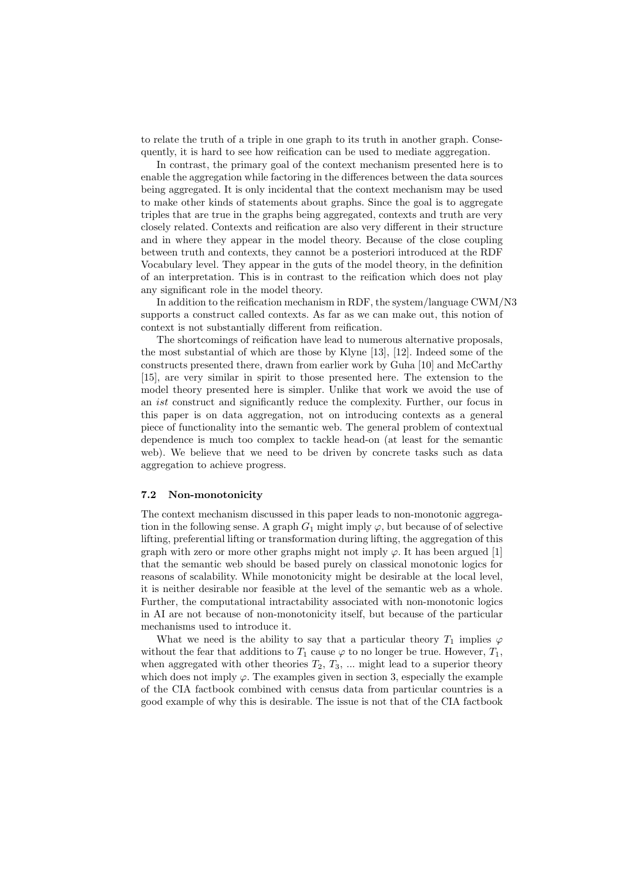to relate the truth of a triple in one graph to its truth in another graph. Consequently, it is hard to see how reification can be used to mediate aggregation.

In contrast, the primary goal of the context mechanism presented here is to enable the aggregation while factoring in the differences between the data sources being aggregated. It is only incidental that the context mechanism may be used to make other kinds of statements about graphs. Since the goal is to aggregate triples that are true in the graphs being aggregated, contexts and truth are very closely related. Contexts and reification are also very different in their structure and in where they appear in the model theory. Because of the close coupling between truth and contexts, they cannot be a posteriori introduced at the RDF Vocabulary level. They appear in the guts of the model theory, in the definition of an interpretation. This is in contrast to the reification which does not play any significant role in the model theory.

In addition to the reification mechanism in RDF, the system/language CWM/N3 supports a construct called contexts. As far as we can make out, this notion of context is not substantially different from reification.

The shortcomings of reification have lead to numerous alternative proposals, the most substantial of which are those by Klyne [13], [12]. Indeed some of the constructs presented there, drawn from earlier work by Guha [10] and McCarthy [15], are very similar in spirit to those presented here. The extension to the model theory presented here is simpler. Unlike that work we avoid the use of an *ist* construct and significantly reduce the complexity. Further, our focus in this paper is on data aggregation, not on introducing contexts as a general piece of functionality into the semantic web. The general problem of contextual dependence is much too complex to tackle head-on (at least for the semantic web). We believe that we need to be driven by concrete tasks such as data aggregation to achieve progress.

### 7.2 Non-monotonicity

The context mechanism discussed in this paper leads to non-monotonic aggregation in the following sense. A graph $G_1$ might imply $\varphi$, but because of of selective lifting, preferential lifting or transformation during lifting, the aggregation of this graph with zero or more other graphs might not imply $\varphi$. It has been argued [1] that the semantic web should be based purely on classical monotonic logics for reasons of scalability. While monotonicity might be desirable at the local level, it is neither desirable nor feasible at the level of the semantic web as a whole. Further, the computational intractability associated with non-monotonic logics in AI are not because of non-monotonicity itself, but because of the particular mechanisms used to introduce it.

What we need is the ability to say that a particular theory $T_1$ implies $\varphi$ without the fear that additions to $T_1$ cause $\varphi$ to no longer be true. However, $T_1$, when aggregated with other theories $T_2$, $T_3$, ... might lead to a superior theory which does not imply $\varphi$. The examples given in section 3, especially the example of the CIA factbook combined with census data from particular countries is a good example of why this is desirable. The issue is not that of the CIA factbook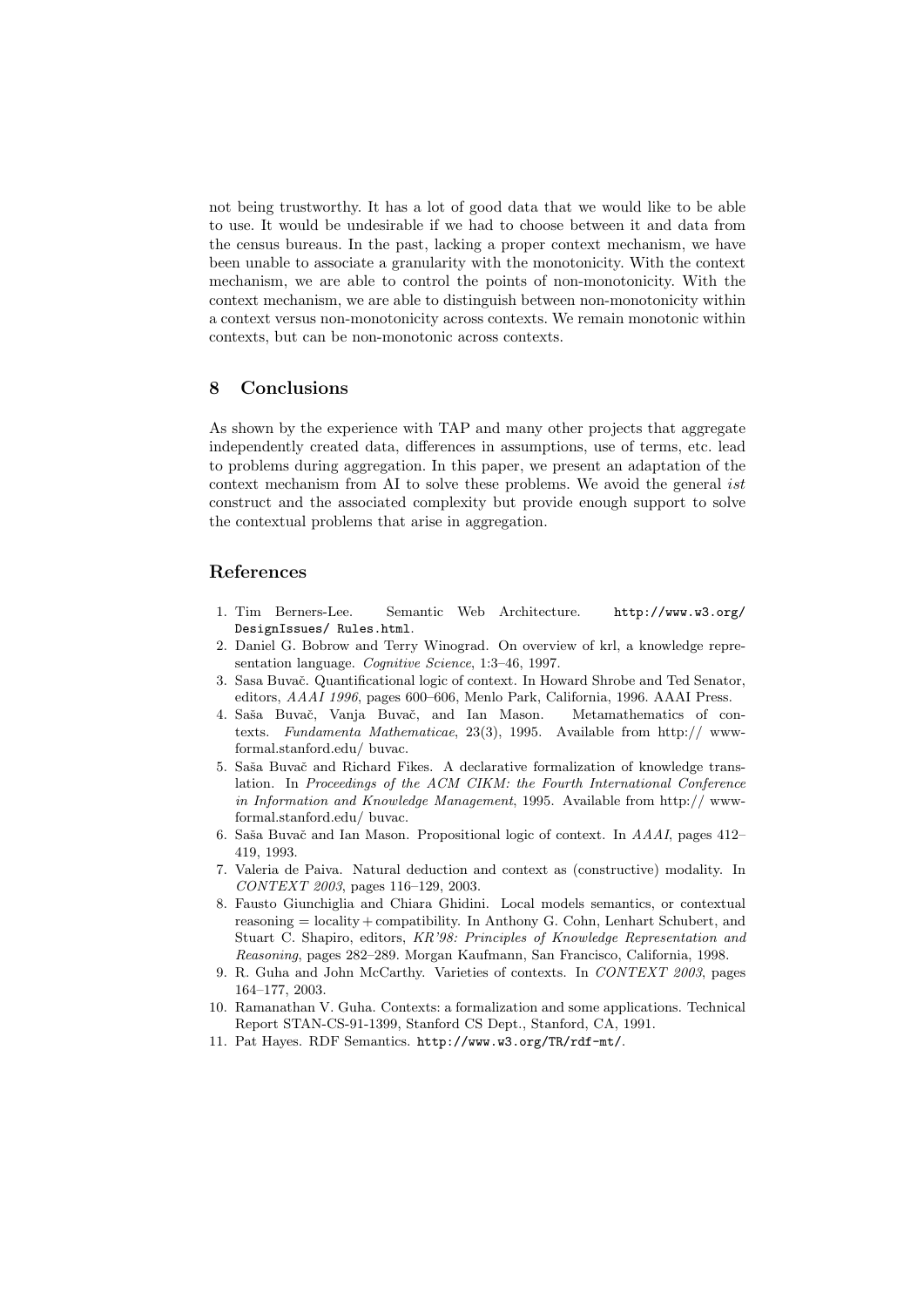not being trustworthy. It has a lot of good data that we would like to be able to use. It would be undesirable if we had to choose between it and data from the census bureaus. In the past, lacking a proper context mechanism, we have been unable to associate a granularity with the monotonicity. With the context mechanism, we are able to control the points of non-monotonicity. With the context mechanism, we are able to distinguish between non-monotonicity within a context versus non-monotonicity across contexts. We remain monotonic within contexts, but can be non-monotonic across contexts.

## 8 Conclusions

As shown by the experience with TAP and many other projects that aggregate independently created data, differences in assumptions, use of terms, etc. lead to problems during aggregation. In this paper, we present an adaptation of the context mechanism from AI to solve these problems. We avoid the general *ist* construct and the associated complexity but provide enough support to solve the contextual problems that arise in aggregation.

## References

1. Tim Berners-Lee. Semantic Web Architecture. `http://www.w3.org/DesignIssues/ Rules.html`.
2. Daniel G. Bobrow and Terry Winograd. On overview of krl, a knowledge representation language. *Cognitive Science*, 1:3–46, 1997.
3. Sasa Buvač. Quantificational logic of context. In Howard Shrobe and Ted Senator, editors, *AAAI 1996*, pages 600–606, Menlo Park, California, 1996. AAAI Press.
4. Saša Buvač, Vanja Buvač, and Ian Mason. Metamathematics of contexts. *Fundamenta Mathematicae*, 23(3), 1995. Available from http:// www-formal.stanford.edu/ buvac.
5. Saša Buvač and Richard Fikes. A declarative formalization of knowledge translation. In *Proceedings of the ACM CIKM: the Fourth International Conference in Information and Knowledge Management*, 1995. Available from http:// www-formal.stanford.edu/ buvac.
6. Saša Buvač and Ian Mason. Propositional logic of context. In *AAAI*, pages 412–419, 1993.
7. Valeria de Paiva. Natural deduction and context as (constructive) modality. In *CONTEXT 2003*, pages 116–129, 2003.
8. Fausto Giunchiglia and Chiara Ghidini. Local models semantics, or contextual reasoning = locality + compatibility. In Anthony G. Cohn, Lenhart Schubert, and Stuart C. Shapiro, editors, *KR'98: Principles of Knowledge Representation and Reasoning*, pages 282–289. Morgan Kaufmann, San Francisco, California, 1998.
9. R. Guha and John McCarthy. Varieties of contexts. In *CONTEXT 2003*, pages 164–177, 2003.
10. Ramanathan V. Guha. Contexts: a formalization and some applications. Technical Report STAN-CS-91-1399, Stanford CS Dept., Stanford, CA, 1991.
11. Pat Hayes. RDF Semantics. `http://www.w3.org/TR/rdf-mt/`.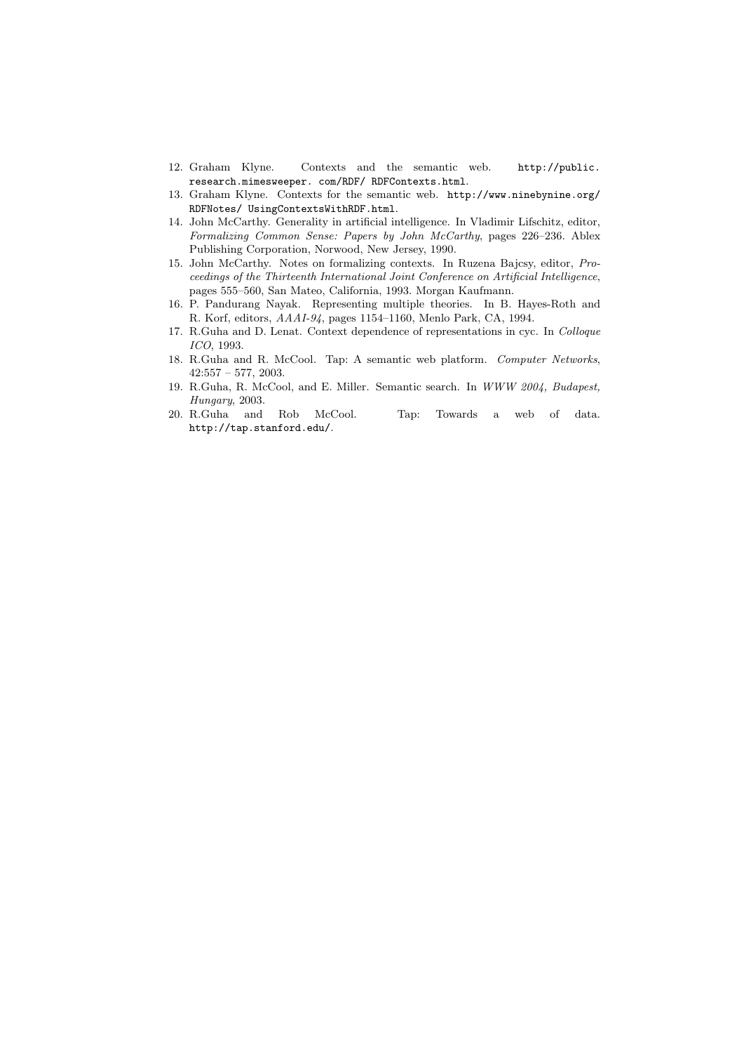12. Graham Klyne. Contexts and the semantic web. `http://public.research.mimesweeper. com/RDF/ RDFContexts.html`.
13. Graham Klyne. Contexts for the semantic web. `http://www.ninebynine.org/RDFNotes/ UsingContextsWithRDF.html`.
14. John McCarthy. Generality in artificial intelligence. In Vladimir Lifschitz, editor, *Formalizing Common Sense: Papers by John McCarthy*, pages 226–236. Ablex Publishing Corporation, Norwood, New Jersey, 1990.
15. John McCarthy. Notes on formalizing contexts. In Ruzena Bajcsy, editor, *Proceedings of the Thirteenth International Joint Conference on Artificial Intelligence*, pages 555–560, San Mateo, California, 1993. Morgan Kaufmann.
16. P. Pandurang Nayak. Representing multiple theories. In B. Hayes-Roth and R. Korf, editors, *AAAI-94*, pages 1154–1160, Menlo Park, CA, 1994.
17. R.Guha and D. Lenat. Context dependence of representations in cyc. In *Colloque ICO*, 1993.
18. R.Guha and R. McCool. Tap: A semantic web platform. *Computer Networks*, 42:557 – 577, 2003.
19. R.Guha, R. McCool, and E. Miller. Semantic search. In *WWW 2004, Budapest, Hungary*, 2003.
20. R.Guha and Rob McCool. Tap: Towards a web of data. `http://tap.stanford.edu/`.